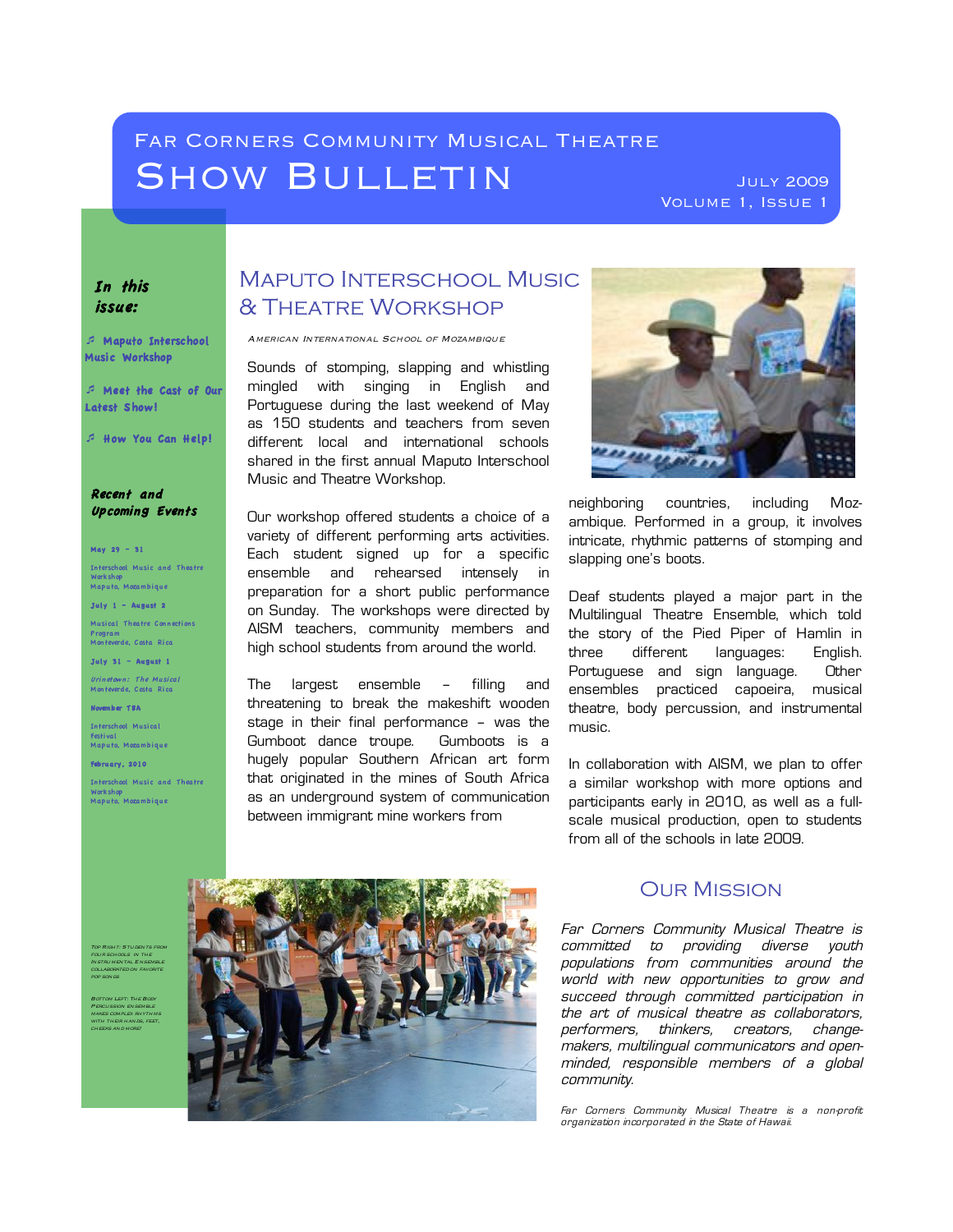# Far Corners Community Musical Theatre

# Show Bulletin

July 2009
Volume 1, Issue 1

**In this issue:**

- ♬ Maputo Interschool Music Workshop
- ♬ Meet the Cast of Our Latest Show!
- ♬ How You Can Help!

**Recent and Upcoming Events**

**May 29 – 31**
Interschool Music and Theatre Workshop
Maputo, Mozambique

**July 1 – August 2**
Musical Theatre Connections Program
Monteverde, Costa Rica

**July 31 – August 1**
*Urinetown: The Musical*
Monteverde, Costa Rica

**November TBA**
Interschool Musical Festival
Maputo, Mozambique

**February, 2010**
Interschool Music and Theatre Workshop
Maputo, Mozambique

## Maputo Interschool Music & Theatre Workshop

*American International School of Mozambique*

Sounds of stomping, slapping and whistling mingled with singing in English and Portuguese during the last weekend of May as 150 students and teachers from seven different local and international schools shared in the first annual Maputo Interschool Music and Theatre Workshop.

Our workshop offered students a choice of a variety of different performing arts activities. Each student signed up for a specific ensemble and rehearsed intensely in preparation for a short public performance on Sunday. The workshops were directed by AISM teachers, community members and high school students from around the world.

The largest ensemble – filling and threatening to break the makeshift wooden stage in their final performance – was the Gumboot dance troupe. Gumboots is a hugely popular Southern African art form that originated in the mines of South Africa as an underground system of communication between immigrant mine workers from neighboring countries, including Mozambique. Performed in a group, it involves intricate, rhythmic patterns of stomping and slapping one's boots.

Deaf students played a major part in the Multilingual Theatre Ensemble, which told the story of the Pied Piper of Hamlin in three different languages: English, Portuguese and sign language. Other ensembles practiced capoeira, musical theatre, body percussion, and instrumental music.

In collaboration with AISM, we plan to offer a similar workshop with more options and participants early in 2010, as well as a full-scale musical production, open to students from all of the schools in late 2009.

Top right: Students from four schools in the instrumental ensemble collaborated on favorite pop songs

Bottom left: The Body Percussion ensemble makes complex rhythms with their hands, feet, cheeks and more!

## Our Mission

*Far Corners Community Musical Theatre is committed to providing diverse youth populations from communities around the world with new opportunities to grow and succeed through committed participation in the art of musical theatre as collaborators, performers, thinkers, creators, change-makers, multilingual communicators and open-minded, responsible members of a global community.*

*Far Corners Community Musical Theatre is a non-profit organization incorporated in the State of Hawaii.*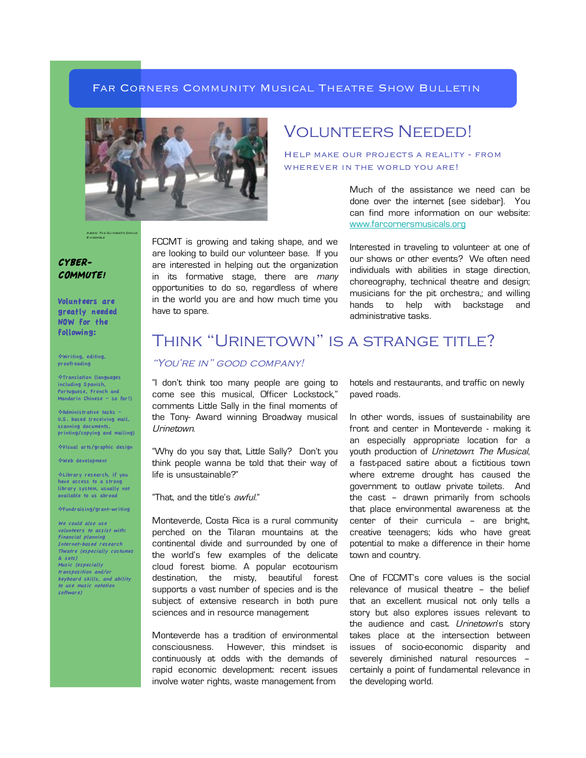FAR CORNERS COMMUNITY MUSICAL THEATRE SHOW BULLETIN

Above: The Gumboots Dance Ensemble

# VOLUNTEERS NEEDED!

## HELP MAKE OUR PROJECTS A REALITY - FROM WHEREVER IN THE WORLD YOU ARE!

FCCMT is growing and taking shape, and we are looking to build our volunteer base. If you are interested in helping out the organization in its formative stage, there are *many* opportunities to do so, regardless of where in the world you are and how much time you have to spare.

Much of the assistance we need can be done over the internet (see sidebar). You can find more information on our website: www.farcornersmusicals.org

Interested in traveling to volunteer at one of our shows or other events? We often need individuals with abilities in stage direction, choreography, technical theatre and design; musicians for the pit orchestra,; and willing hands to help with backstage and administrative tasks.

### CYBER-COMMUTE!

**Volunteers are greatly needed NOW for the following:**

- Writing, editing, proofreading
- Translation (languages including Spanish, Portuguese, French and Mandarin Chinese - so far!)
- Administrative tasks - U.S. based (receiving mail, scanning documents, printing/copying and mailing)
- Visual arts/graphic design
- Web development
- Library research, if you have access to a strong library system, usually not available to us abroad
- Fundraising/grant-writing

*We could also use volunteers to assist with: Financial planning Internet-based research Theatre (especially costumes & sets) Music (especially transposition and/or keyboard skills, and ability to use music notation software)*

# THINK "URINETOWN" IS A STRANGE TITLE?

## *"YOU'RE IN" GOOD COMPANY!*

"I don't think too many people are going to come see this musical, Officer Lockstock," comments Little Sally in the final moments of the Tony- Award winning Broadway musical *Urinetown*.

"Why do you say that, Little Sally? Don't you think people wanna be told that their way of life is unsustainable?"

"That, and the title's *awful*."

Monteverde, Costa Rica is a rural community perched on the Tilaran mountains at the continental divide and surrounded by one of the world's few examples of the delicate cloud forest biome. A popular ecotourism destination, the misty, beautiful forest supports a vast number of species and is the subject of extensive research in both pure sciences and in resource management

Monteverde has a tradition of environmental consciousness. However, this mindset is continuously at odds with the demands of rapid economic development: recent issues involve water rights, waste management from hotels and restaurants, and traffic on newly paved roads.

In other words, issues of sustainability are front and center in Monteverde - making it an especially appropriate location for a youth production of *Urinetown: The Musical*, a fast-paced satire about a fictitious town where extreme drought has caused the government to outlaw private toilets. And the cast – drawn primarily from schools that place environmental awareness at the center of their curricula – are bright, creative teenagers; kids who have great potential to make a difference in their home town and country.

One of FCCMT's core values is the social relevance of musical theatre – the belief that an excellent musical not only tells a story but also explores issues relevant to the audience and cast. *Urinetown*'s story takes place at the intersection between issues of socio-economic disparity and severely diminished natural resources – certainly a point of fundamental relevance in the developing world.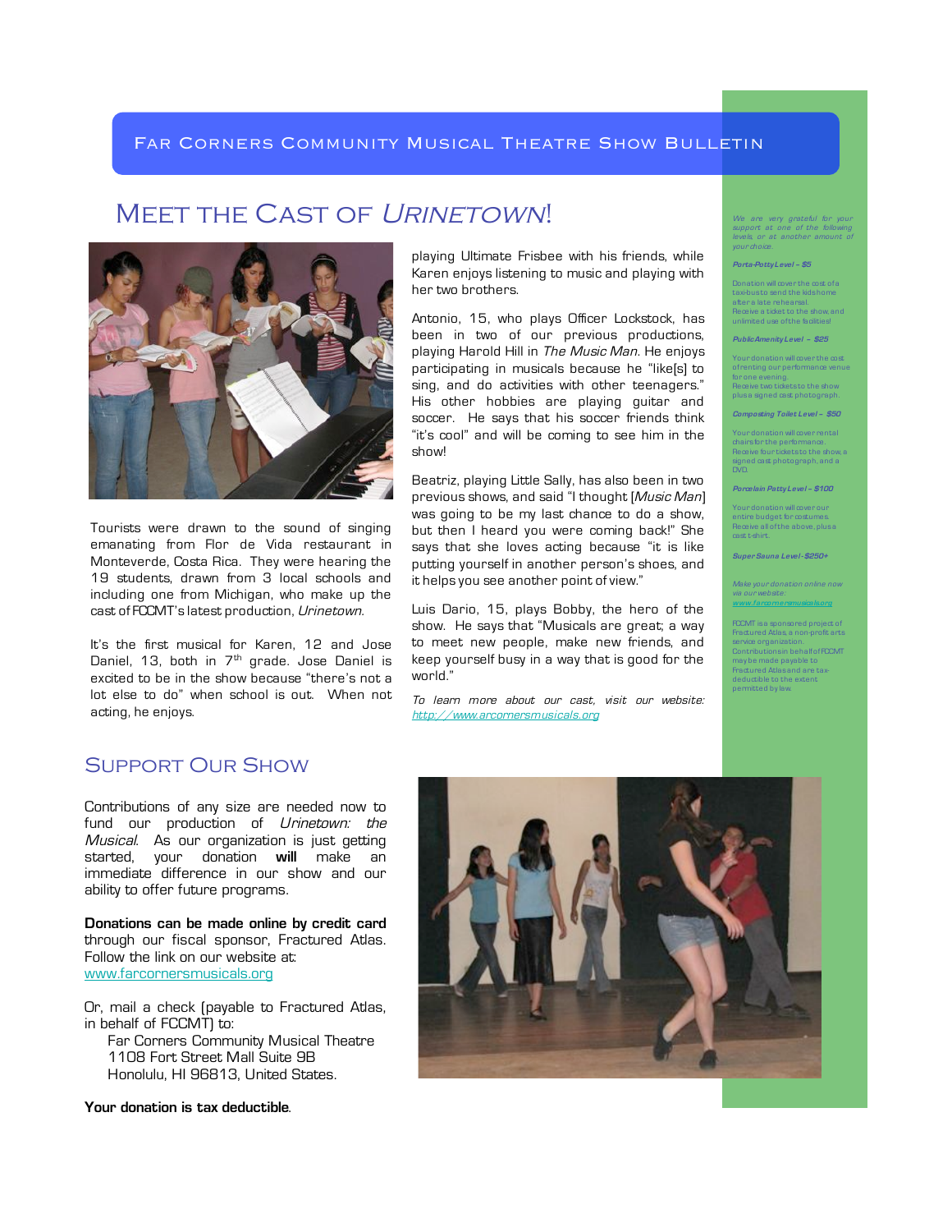# Far Corners Community Musical Theatre Show Bulletin

## Meet the Cast of *Urinetown*!

Tourists were drawn to the sound of singing emanating from Flor de Vida restaurant in Monteverde, Costa Rica. They were hearing the 19 students, drawn from 3 local schools and including one from Michigan, who make up the cast of FCCMT's latest production, *Urinetown*.

It's the first musical for Karen, 12 and Jose Daniel, 13, both in 7th grade. Jose Daniel is excited to be in the show because "there's not a lot else to do" when school is out. When not acting, he enjoys playing Ultimate Frisbee with his friends, while Karen enjoys listening to music and playing with her two brothers.

Antonio, 15, who plays Officer Lockstock, has been in two of our previous productions, playing Harold Hill in *The Music Man*. He enjoys participating in musicals because he "like[s] to sing, and do activities with other teenagers." His other hobbies are playing guitar and soccer. He says that his soccer friends think "it's cool" and will be coming to see him in the show!

Beatriz, playing Little Sally, has also been in two previous shows, and said "I thought [*Music Man*] was going to be my last chance to do a show, but then I heard you were coming back!" She says that she loves acting because "it is like putting yourself in another person's shoes, and it helps you see another point of view."

Luis Dario, 15, plays Bobby, the hero of the show. He says that "Musicals are great; a way to meet new people, make new friends, and keep yourself busy in a way that is good for the world."

*To learn more about our cast, visit our website: http://www.arcornersmusicals.org*

## Support Our Show

Contributions of any size are needed now to fund our production of *Urinetown: the Musical*. As our organization is just getting started, your donation **will** make an immediate difference in our show and our ability to offer future programs.

**Donations can be made online by credit card** through our fiscal sponsor, Fractured Atlas. Follow the link on our website at: www.farcornersmusicals.org

Or, mail a check (payable to Fractured Atlas, in behalf of FCCMT) to:

Far Corners Community Musical Theatre
1108 Fort Street Mall Suite 9B
Honolulu, HI 96813, United States.

**Your donation is tax deductible**.

*We are very grateful for your support at one of the following levels, or at another amount of your choice.*

***Porta-Potty Level – $5***

Donation will cover the cost of a taxi-bus to send the kids home after a late rehearsal.
Receive a ticket to the show and unlimited use of the facilities!

***Public Amenity Level – $25***

Your donation will cover the cost of renting our performance venue for one evening.
Receive two tickets to the show plus a signed cast photograph.

***Composting Toilet Level – $50***

Your donation will cover rental chairs for the performance.
Receive four tickets to the show, a signed cast photograph, and a DVD.

***Porcelain Patty Level – $100***

Your donation will cover our entire budget for costumes.
Receive all of the above, plus a cast t-shirt.

***Super Sauna Level - $250+***

*Make your donation online now via our website: www.farcornersmusicals.org*

FCCMT is a sponsored project of Fractured Atlas, a non-profit arts service organization. Contributions in behalf of FCCMT may be made payable to Fractured Atlas and are tax-deductible to the extent permitted by law.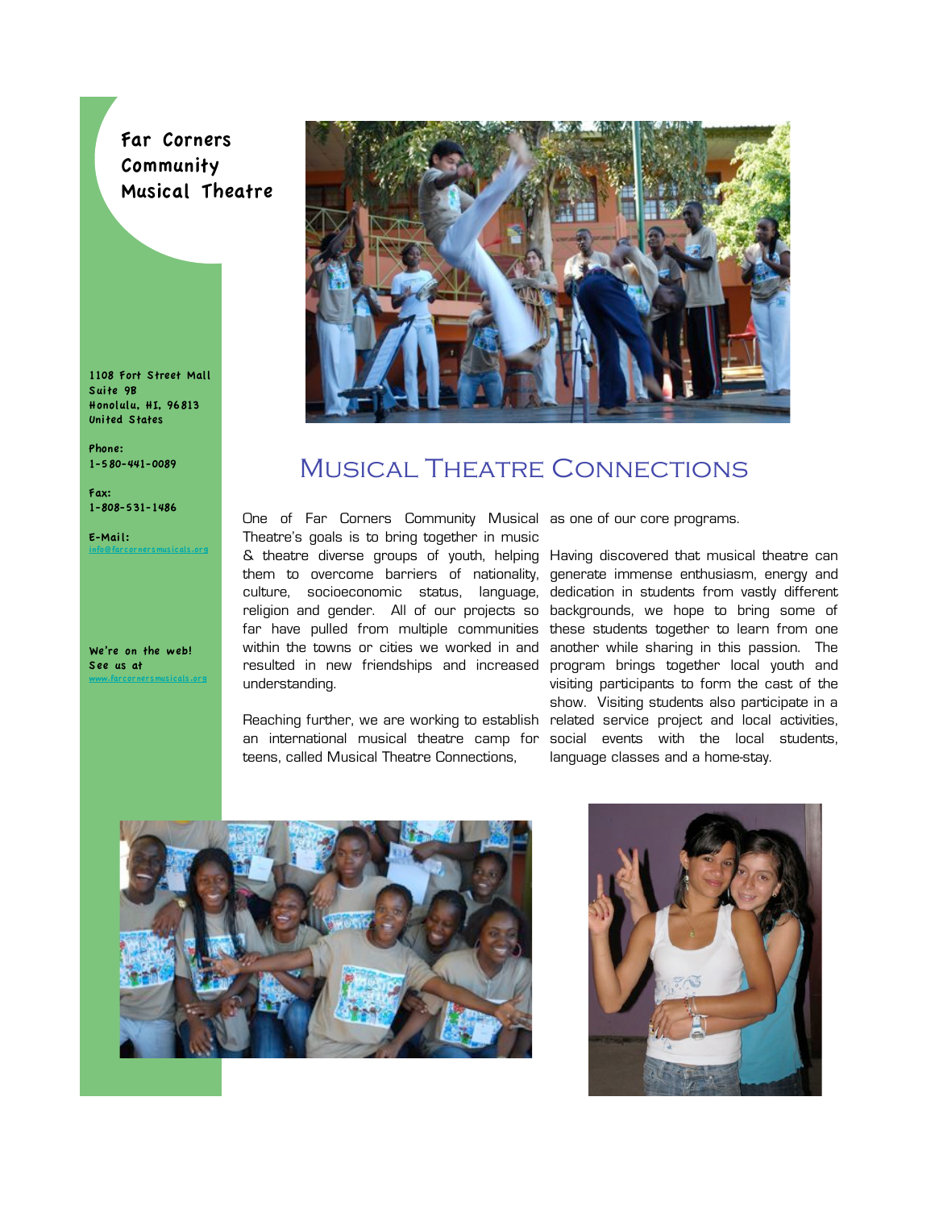Far Corners Community Musical Theatre

1108 Fort Street Mall
Suite 9B
Honolulu, HI, 96813
United States

Phone:
1-580-441-0089

Fax:
1-808-531-1486

E-Mail:
info@farcornersmusicals.org

We're on the web!
See us at
www.farcornersmusicals.org

# Musical Theatre Connections

One of Far Corners Community Musical Theatre's goals is to bring together in music & theatre diverse groups of youth, helping them to overcome barriers of nationality, culture, socioeconomic status, language, religion and gender. All of our projects so far have pulled from multiple communities within the towns or cities we worked in and resulted in new friendships and increased understanding.

Reaching further, we are working to establish an international musical theatre camp for teens, called Musical Theatre Connections, as one of our core programs.

Having discovered that musical theatre can generate immense enthusiasm, energy and dedication in students from vastly different backgrounds, we hope to bring some of these students together to learn from one another while sharing in this passion. The program brings together local youth and visiting participants to form the cast of the show. Visiting students also participate in a related service project and local activities, social events with the local students, language classes and a home-stay.